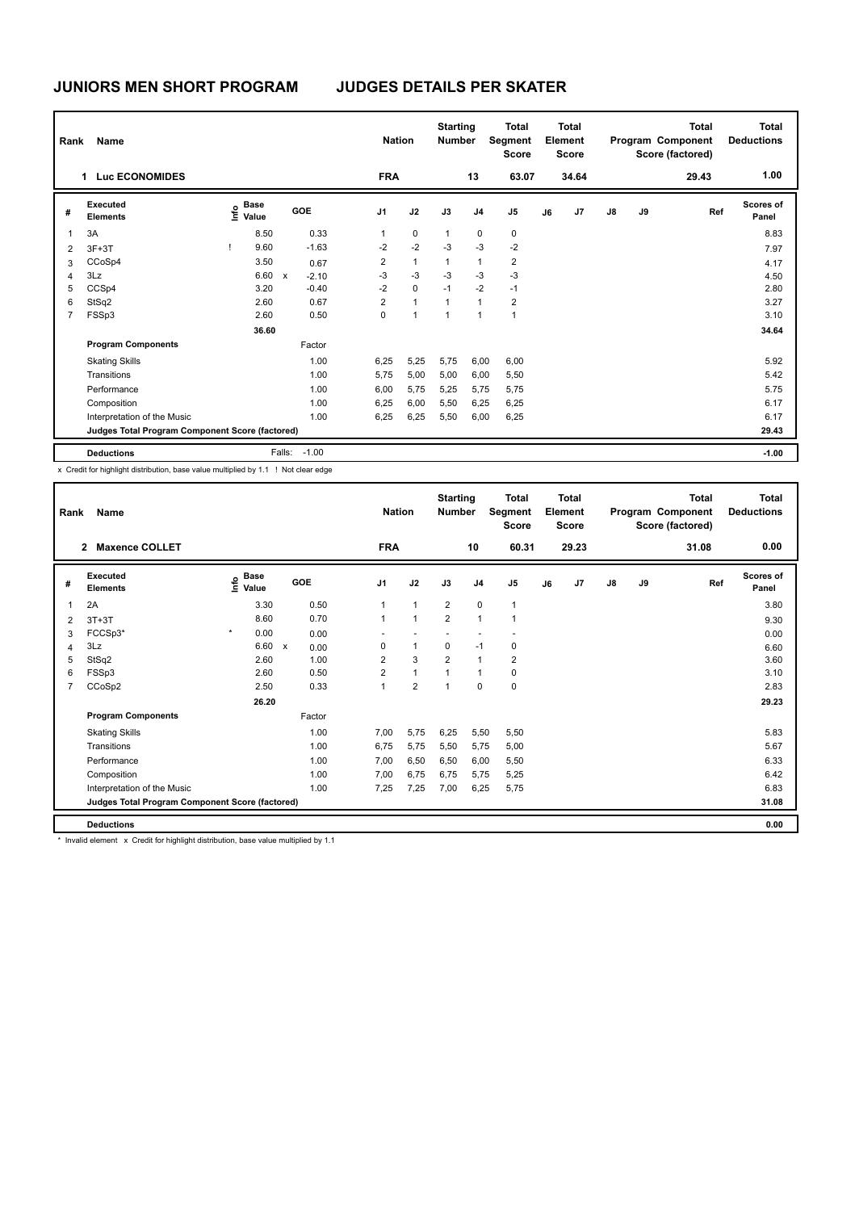# JUNIORS MEN SHORT PROGRAM — JUDGES DETAILS PER SKATER

| Rank | Name | Nation | Starting Number | Total Segment Score | Total Element Score | Total Program Component Score (factored) | Total Deductions |
|---|---|---|---|---|---|---|---|
| 1 | Luc ECONOMIDES | FRA | 13 | 63.07 | 34.64 | 29.43 | 1.00 |

| # | Executed Elements | Info | Base Value | | GOE | J1 | J2 | J3 | J4 | J5 | J6 | J7 | J8 | J9 | Ref | Scores of Panel |
|---|---|---|---|---|---|---|---|---|---|---|---|---|---|---|---|---|
| 1 | 3A | | 8.50 | | 0.33 | 1 | 0 | 1 | 0 | 0 | | | | | | 8.83 |
| 2 | 3F+3T | ! | 9.60 | | -1.63 | -2 | -2 | -3 | -3 | -2 | | | | | | 7.97 |
| 3 | CCoSp4 | | 3.50 | | 0.67 | 2 | 1 | 1 | 1 | 2 | | | | | | 4.17 |
| 4 | 3Lz | | 6.60 | x | -2.10 | -3 | -3 | -3 | -3 | -3 | | | | | | 4.50 |
| 5 | CCSp4 | | 3.20 | | -0.40 | -2 | 0 | -1 | -2 | -1 | | | | | | 2.80 |
| 6 | StSq2 | | 2.60 | | 0.67 | 2 | 1 | 1 | 1 | 2 | | | | | | 3.27 |
| 7 | FSSp3 | | 2.60 | | 0.50 | 0 | 1 | 1 | 1 | 1 | | | | | | 3.10 |
| | | | 36.60 | | | | | | | | | | | | | 34.64 |
| | **Program Components** | | | | Factor | | | | | | | | | | | |
| | Skating Skills | | | | 1.00 | 6,25 | 5,25 | 5,75 | 6,00 | 6,00 | | | | | | 5.92 |
| | Transitions | | | | 1.00 | 5,75 | 5,00 | 5,00 | 6,00 | 5,50 | | | | | | 5.42 |
| | Performance | | | | 1.00 | 6,00 | 5,75 | 5,25 | 5,75 | 5,75 | | | | | | 5.75 |
| | Composition | | | | 1.00 | 6,25 | 6,00 | 5,50 | 6,25 | 6,25 | | | | | | 6.17 |
| | Interpretation of the Music | | | | 1.00 | 6,25 | 6,25 | 5,50 | 6,00 | 6,25 | | | | | | 6.17 |
| | **Judges Total Program Component Score (factored)** | | | | | | | | | | | | | | | 29.43 |
| | **Deductions** | | | Falls: | -1.00 | | | | | | | | | | | -1.00 |

x Credit for highlight distribution, base value multiplied by 1.1 ! Not clear edge

| Rank | Name | Nation | Starting Number | Total Segment Score | Total Element Score | Total Program Component Score (factored) | Total Deductions |
|---|---|---|---|---|---|---|---|
| 2 | Maxence COLLET | FRA | 10 | 60.31 | 29.23 | 31.08 | 0.00 |

| # | Executed Elements | Info | Base Value | | GOE | J1 | J2 | J3 | J4 | J5 | J6 | J7 | J8 | J9 | Ref | Scores of Panel |
|---|---|---|---|---|---|---|---|---|---|---|---|---|---|---|---|---|
| 1 | 2A | | 3.30 | | 0.50 | 1 | 1 | 2 | 0 | 1 | | | | | | 3.80 |
| 2 | 3T+3T | | 8.60 | | 0.70 | 1 | 1 | 2 | 1 | 1 | | | | | | 9.30 |
| 3 | FCCSp3* | * | 0.00 | | 0.00 | - | - | - | - | - | | | | | | 0.00 |
| 4 | 3Lz | | 6.60 | x | 0.00 | 0 | 1 | 0 | -1 | 0 | | | | | | 6.60 |
| 5 | StSq2 | | 2.60 | | 1.00 | 2 | 3 | 2 | 1 | 2 | | | | | | 3.60 |
| 6 | FSSp3 | | 2.60 | | 0.50 | 2 | 1 | 1 | 1 | 0 | | | | | | 3.10 |
| 7 | CCoSp2 | | 2.50 | | 0.33 | 1 | 2 | 1 | 0 | 0 | | | | | | 2.83 |
| | | | 26.20 | | | | | | | | | | | | | 29.23 |
| | **Program Components** | | | | Factor | | | | | | | | | | | |
| | Skating Skills | | | | 1.00 | 7,00 | 5,75 | 6,25 | 5,50 | 5,50 | | | | | | 5.83 |
| | Transitions | | | | 1.00 | 6,75 | 5,75 | 5,50 | 5,75 | 5,00 | | | | | | 5.67 |
| | Performance | | | | 1.00 | 7,00 | 6,50 | 6,50 | 6,00 | 5,50 | | | | | | 6.33 |
| | Composition | | | | 1.00 | 7,00 | 6,75 | 6,75 | 5,75 | 5,25 | | | | | | 6.42 |
| | Interpretation of the Music | | | | 1.00 | 7,25 | 7,25 | 7,00 | 6,25 | 5,75 | | | | | | 6.83 |
| | **Judges Total Program Component Score (factored)** | | | | | | | | | | | | | | | 31.08 |
| | **Deductions** | | | | | | | | | | | | | | | 0.00 |

* Invalid element x Credit for highlight distribution, base value multiplied by 1.1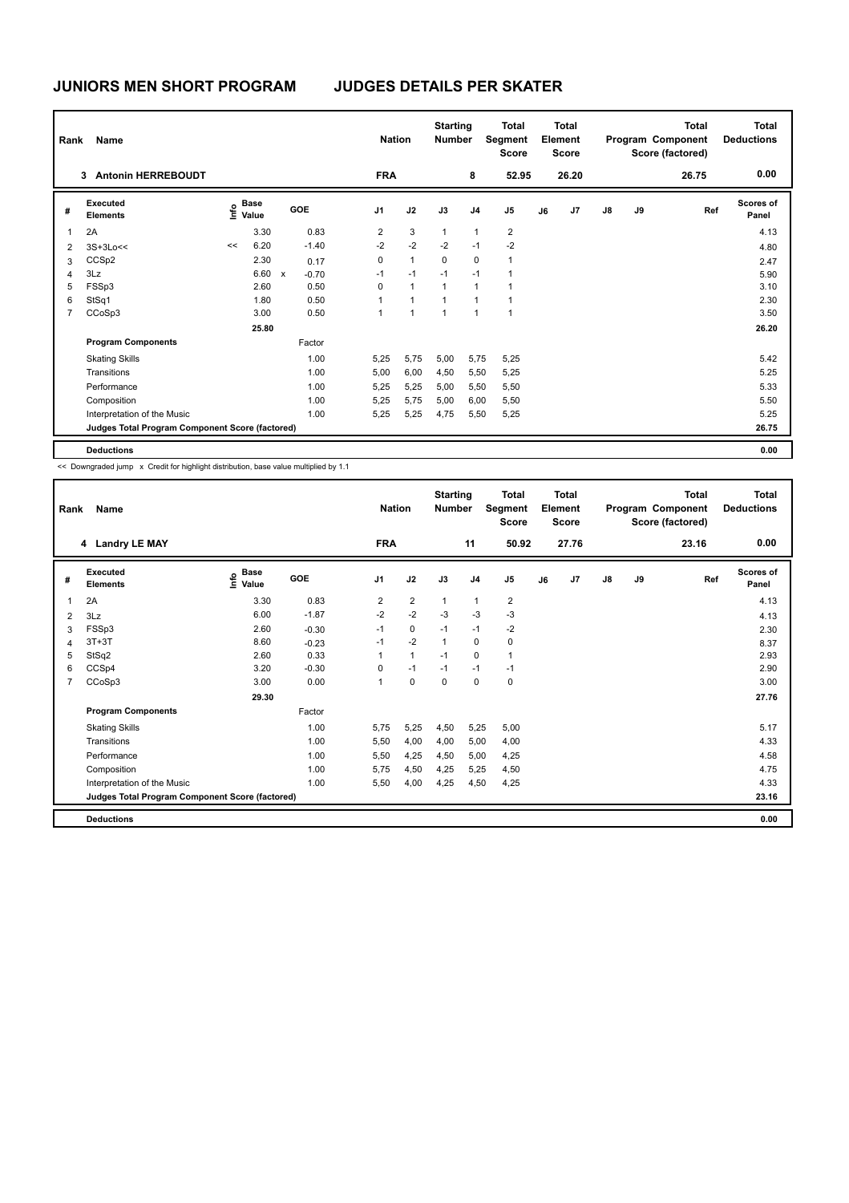# JUNIORS MEN SHORT PROGRAM — JUDGES DETAILS PER SKATER

| Rank | Name | Nation | Starting Number | Total Segment Score | Total Element Score | Total Program Component Score (factored) | Total Deductions |
|---|---|---|---|---|---|---|---|
| 3 | Antonin HERREBOUDT | FRA | 8 | 52.95 | 26.20 | 26.75 | 0.00 |

| # | Executed Elements | Info | Base Value | | GOE | J1 | J2 | J3 | J4 | J5 | J6 | J7 | J8 | J9 | Ref | Scores of Panel |
|---|---|---|---|---|---|---|---|---|---|---|---|---|---|---|---|---|
| 1 | 2A | | 3.30 | | 0.83 | 2 | 3 | 1 | 1 | 2 | | | | | | 4.13 |
| 2 | 3S+3Lo<< | << | 6.20 | | -1.40 | -2 | -2 | -2 | -1 | -2 | | | | | | 4.80 |
| 3 | CCSp2 | | 2.30 | | 0.17 | 0 | 1 | 0 | 0 | 1 | | | | | | 2.47 |
| 4 | 3Lz | | 6.60 | x | -0.70 | -1 | -1 | -1 | -1 | 1 | | | | | | 5.90 |
| 5 | FSSp3 | | 2.60 | | 0.50 | 0 | 1 | 1 | 1 | 1 | | | | | | 3.10 |
| 6 | StSq1 | | 1.80 | | 0.50 | 1 | 1 | 1 | 1 | 1 | | | | | | 2.30 |
| 7 | CCoSp3 | | 3.00 | | 0.50 | 1 | 1 | 1 | 1 | 1 | | | | | | 3.50 |
| | | | 25.80 | | | | | | | | | | | | | 26.20 |

| Program Components | Factor | J1 | J2 | J3 | J4 | J5 | J6 | J7 | J8 | J9 | Scores of Panel |
|---|---|---|---|---|---|---|---|---|---|---|---|
| Skating Skills | 1.00 | 5,25 | 5,75 | 5,00 | 5,75 | 5,25 | | | | | 5.42 |
| Transitions | 1.00 | 5,00 | 6,00 | 4,50 | 5,50 | 5,25 | | | | | 5.25 |
| Performance | 1.00 | 5,25 | 5,25 | 5,00 | 5,50 | 5,50 | | | | | 5.33 |
| Composition | 1.00 | 5,25 | 5,75 | 5,00 | 6,00 | 5,50 | | | | | 5.50 |
| Interpretation of the Music | 1.00 | 5,25 | 5,25 | 4,75 | 5,50 | 5,25 | | | | | 5.25 |
| Judges Total Program Component Score (factored) | | | | | | | | | | | 26.75 |
| Deductions | | | | | | | | | | | 0.00 |

<< Downgraded jump x Credit for highlight distribution, base value multiplied by 1.1

| Rank | Name | Nation | Starting Number | Total Segment Score | Total Element Score | Total Program Component Score (factored) | Total Deductions |
|---|---|---|---|---|---|---|---|
| 4 | Landry LE MAY | FRA | 11 | 50.92 | 27.76 | 23.16 | 0.00 |

| # | Executed Elements | Info | Base Value | GOE | J1 | J2 | J3 | J4 | J5 | J6 | J7 | J8 | J9 | Ref | Scores of Panel |
|---|---|---|---|---|---|---|---|---|---|---|---|---|---|---|---|
| 1 | 2A | | 3.30 | 0.83 | 2 | 2 | 1 | 1 | 2 | | | | | | 4.13 |
| 2 | 3Lz | | 6.00 | -1.87 | -2 | -2 | -3 | -3 | -3 | | | | | | 4.13 |
| 3 | FSSp3 | | 2.60 | -0.30 | -1 | 0 | -1 | -1 | -2 | | | | | | 2.30 |
| 4 | 3T+3T | | 8.60 | -0.23 | -1 | -2 | 1 | 0 | 0 | | | | | | 8.37 |
| 5 | StSq2 | | 2.60 | 0.33 | 1 | 1 | -1 | 0 | 1 | | | | | | 2.93 |
| 6 | CCSp4 | | 3.20 | -0.30 | 0 | -1 | -1 | -1 | -1 | | | | | | 2.90 |
| 7 | CCoSp3 | | 3.00 | 0.00 | 1 | 0 | 0 | 0 | 0 | | | | | | 3.00 |
| | | | 29.30 | | | | | | | | | | | | 27.76 |

| Program Components | Factor | J1 | J2 | J3 | J4 | J5 | J6 | J7 | J8 | J9 | Scores of Panel |
|---|---|---|---|---|---|---|---|---|---|---|---|
| Skating Skills | 1.00 | 5,75 | 5,25 | 4,50 | 5,25 | 5,00 | | | | | 5.17 |
| Transitions | 1.00 | 5,50 | 4,00 | 4,00 | 5,00 | 4,00 | | | | | 4.33 |
| Performance | 1.00 | 5,50 | 4,25 | 4,50 | 5,00 | 4,25 | | | | | 4.58 |
| Composition | 1.00 | 5,75 | 4,50 | 4,25 | 5,25 | 4,50 | | | | | 4.75 |
| Interpretation of the Music | 1.00 | 5,50 | 4,00 | 4,25 | 4,50 | 4,25 | | | | | 4.33 |
| Judges Total Program Component Score (factored) | | | | | | | | | | | 23.16 |
| Deductions | | | | | | | | | | | 0.00 |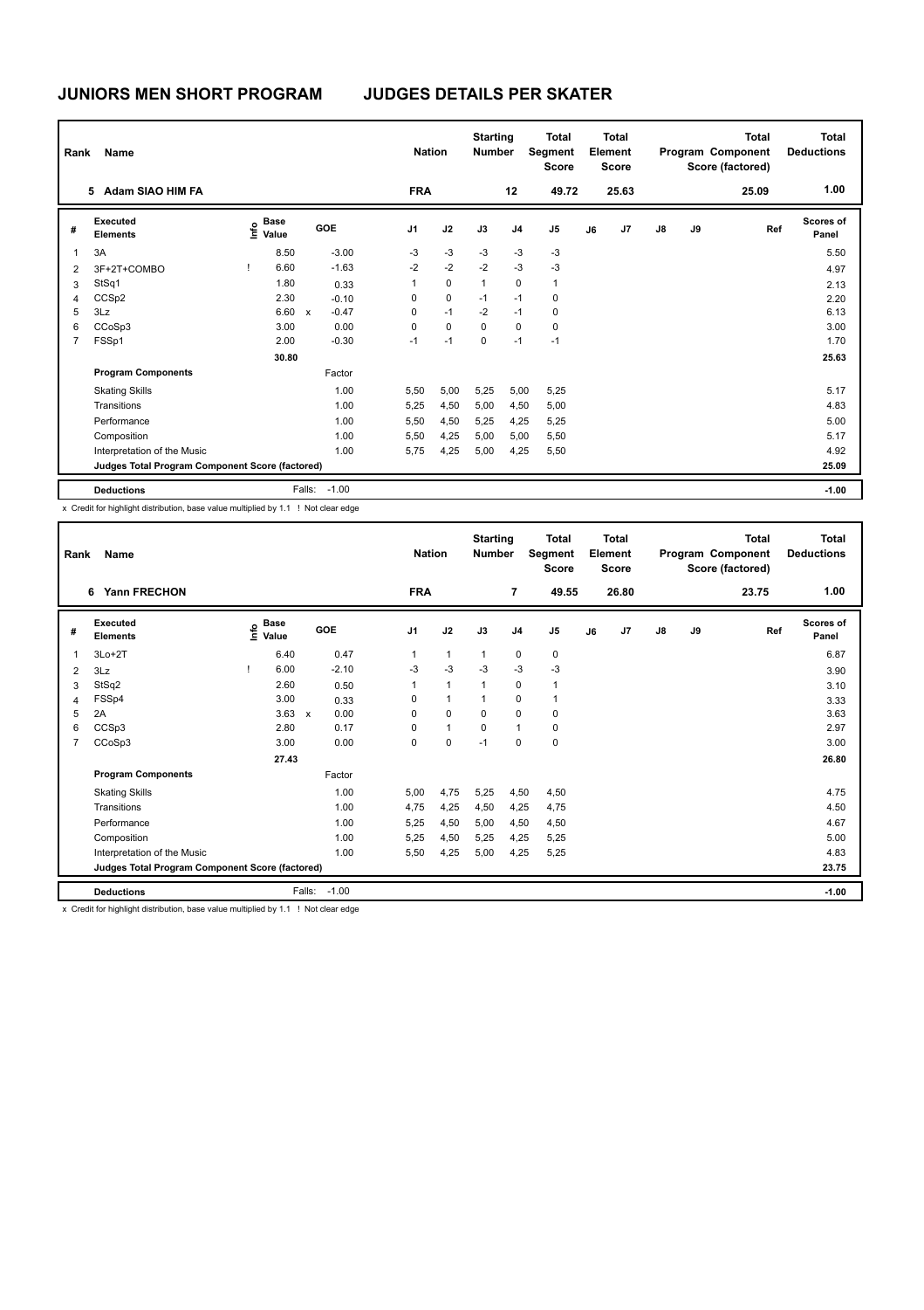# JUNIORS MEN SHORT PROGRAM JUDGES DETAILS PER SKATER

| Rank | Name | Nation | Starting Number | Total Segment Score | Total Element Score | Total Program Component Score (factored) | Total Deductions |
|---|---|---|---|---|---|---|---|
| 5 | Adam SIAO HIM FA | FRA | 12 | 49.72 | 25.63 | 25.09 | 1.00 |

| # | Executed Elements | Info | Base Value | | GOE | J1 | J2 | J3 | J4 | J5 | J6 | J7 | J8 | J9 | Ref | Scores of Panel |
|---|---|---|---|---|---|---|---|---|---|---|---|---|---|---|---|---|
| 1 | 3A | | 8.50 | | -3.00 | -3 | -3 | -3 | -3 | -3 | | | | | | 5.50 |
| 2 | 3F+2T+COMBO | ! | 6.60 | | -1.63 | -2 | -2 | -2 | -3 | -3 | | | | | | 4.97 |
| 3 | StSq1 | | 1.80 | | 0.33 | 1 | 0 | 1 | 0 | 1 | | | | | | 2.13 |
| 4 | CCSp2 | | 2.30 | | -0.10 | 0 | 0 | -1 | -1 | 0 | | | | | | 2.20 |
| 5 | 3Lz | | 6.60 | x | -0.47 | 0 | -1 | -2 | -1 | 0 | | | | | | 6.13 |
| 6 | CCoSp3 | | 3.00 | | 0.00 | 0 | 0 | 0 | 0 | 0 | | | | | | 3.00 |
| 7 | FSSp1 | | 2.00 | | -0.30 | -1 | -1 | 0 | -1 | -1 | | | | | | 1.70 |
| | | | 30.80 | | | | | | | | | | | | | 25.63 |
| | **Program Components** | | | | Factor | | | | | | | | | | | |
| | Skating Skills | | | | 1.00 | 5,50 | 5,00 | 5,25 | 5,00 | 5,25 | | | | | | 5.17 |
| | Transitions | | | | 1.00 | 5,25 | 4,50 | 5,00 | 4,50 | 5,00 | | | | | | 4.83 |
| | Performance | | | | 1.00 | 5,50 | 4,50 | 5,25 | 4,25 | 5,25 | | | | | | 5.00 |
| | Composition | | | | 1.00 | 5,50 | 4,25 | 5,00 | 5,00 | 5,50 | | | | | | 5.17 |
| | Interpretation of the Music | | | | 1.00 | 5,75 | 4,25 | 5,00 | 4,25 | 5,50 | | | | | | 4.92 |
| | **Judges Total Program Component Score (factored)** | | | | | | | | | | | | | | | 25.09 |
| | **Deductions** | | | Falls: | -1.00 | | | | | | | | | | | -1.00 |

x Credit for highlight distribution, base value multiplied by 1.1 ! Not clear edge

| Rank | Name | Nation | Starting Number | Total Segment Score | Total Element Score | Total Program Component Score (factored) | Total Deductions |
|---|---|---|---|---|---|---|---|
| 6 | Yann FRECHON | FRA | 7 | 49.55 | 26.80 | 23.75 | 1.00 |

| # | Executed Elements | Info | Base Value | | GOE | J1 | J2 | J3 | J4 | J5 | J6 | J7 | J8 | J9 | Ref | Scores of Panel |
|---|---|---|---|---|---|---|---|---|---|---|---|---|---|---|---|---|
| 1 | 3Lo+2T | | 6.40 | | 0.47 | 1 | 1 | 1 | 0 | 0 | | | | | | 6.87 |
| 2 | 3Lz | ! | 6.00 | | -2.10 | -3 | -3 | -3 | -3 | -3 | | | | | | 3.90 |
| 3 | StSq2 | | 2.60 | | 0.50 | 1 | 1 | 1 | 0 | 1 | | | | | | 3.10 |
| 4 | FSSp4 | | 3.00 | | 0.33 | 0 | 1 | 1 | 0 | 1 | | | | | | 3.33 |
| 5 | 2A | | 3.63 | x | 0.00 | 0 | 0 | 0 | 0 | 0 | | | | | | 3.63 |
| 6 | CCSp3 | | 2.80 | | 0.17 | 0 | 1 | 0 | 1 | 0 | | | | | | 2.97 |
| 7 | CCoSp3 | | 3.00 | | 0.00 | 0 | 0 | -1 | 0 | 0 | | | | | | 3.00 |
| | | | 27.43 | | | | | | | | | | | | | 26.80 |
| | **Program Components** | | | | Factor | | | | | | | | | | | |
| | Skating Skills | | | | 1.00 | 5,00 | 4,75 | 5,25 | 4,50 | 4,50 | | | | | | 4.75 |
| | Transitions | | | | 1.00 | 4,75 | 4,25 | 4,50 | 4,25 | 4,75 | | | | | | 4.50 |
| | Performance | | | | 1.00 | 5,25 | 4,50 | 5,00 | 4,50 | 4,50 | | | | | | 4.67 |
| | Composition | | | | 1.00 | 5,25 | 4,50 | 5,25 | 4,25 | 5,25 | | | | | | 5.00 |
| | Interpretation of the Music | | | | 1.00 | 5,50 | 4,25 | 5,00 | 4,25 | 5,25 | | | | | | 4.83 |
| | **Judges Total Program Component Score (factored)** | | | | | | | | | | | | | | | 23.75 |
| | **Deductions** | | | Falls: | -1.00 | | | | | | | | | | | -1.00 |

x Credit for highlight distribution, base value multiplied by 1.1 ! Not clear edge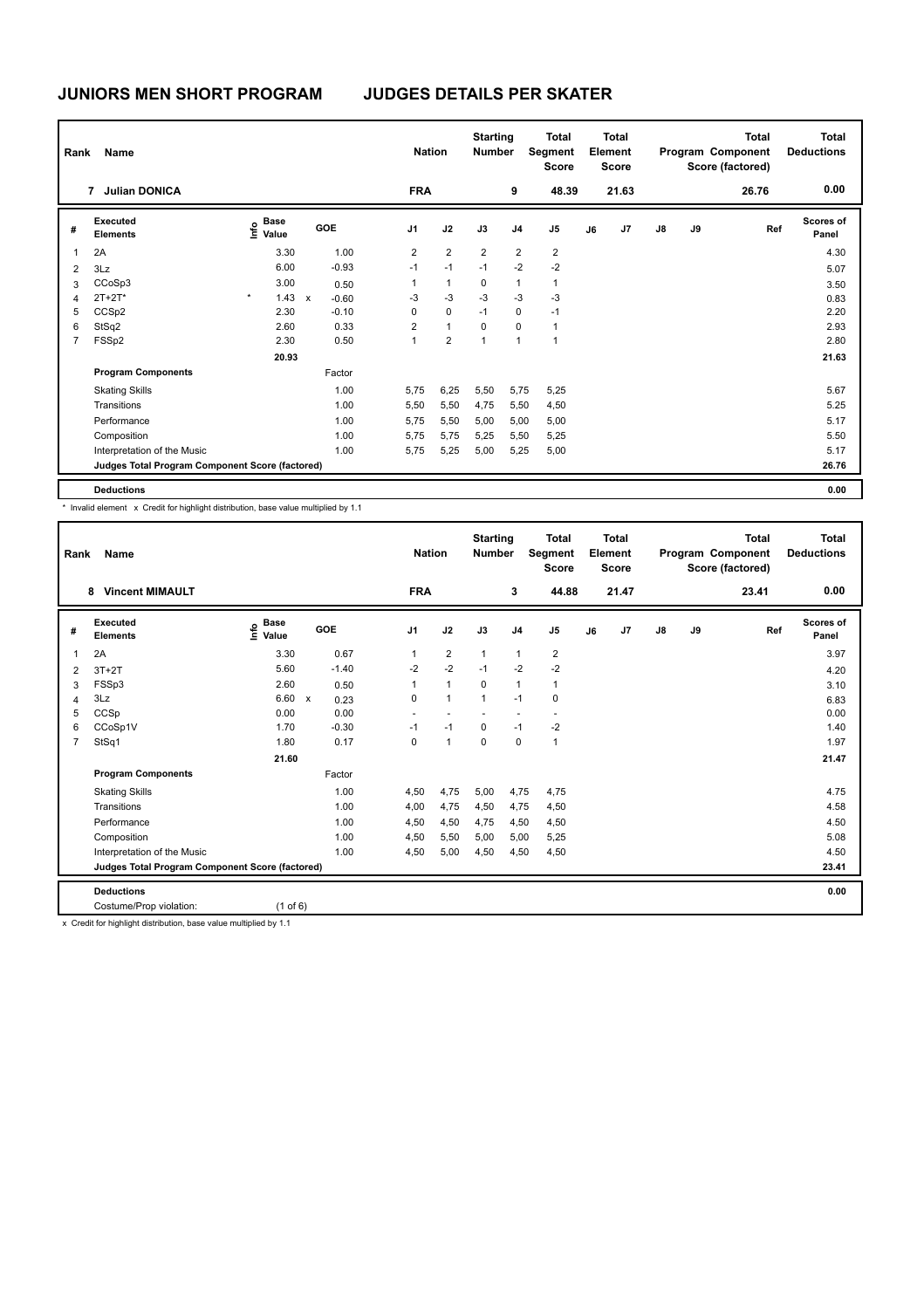# JUNIORS MEN SHORT PROGRAM

# JUDGES DETAILS PER SKATER

| Rank | Name | Nation | Starting Number | Total Segment Score | Total Element Score | Total Program Component Score (factored) | Total Deductions |
|---|---|---|---|---|---|---|---|
| 7 | Julian DONICA | FRA | 9 | 48.39 | 21.63 | 26.76 | 0.00 |

| # | Executed Elements | Info | Base Value | | GOE | J1 | J2 | J3 | J4 | J5 | J6 | J7 | J8 | J9 | Ref | Scores of Panel |
|---|---|---|---|---|---|---|---|---|---|---|---|---|---|---|---|---|
| 1 | 2A | | 3.30 | | 1.00 | 2 | 2 | 2 | 2 | 2 | | | | | | 4.30 |
| 2 | 3Lz | | 6.00 | | -0.93 | -1 | -1 | -1 | -2 | -2 | | | | | | 5.07 |
| 3 | CCoSp3 | | 3.00 | | 0.50 | 1 | 1 | 0 | 1 | 1 | | | | | | 3.50 |
| 4 | 2T+2T* | * | 1.43 | x | -0.60 | -3 | -3 | -3 | -3 | -3 | | | | | | 0.83 |
| 5 | CCSp2 | | 2.30 | | -0.10 | 0 | 0 | -1 | 0 | -1 | | | | | | 2.20 |
| 6 | StSq2 | | 2.60 | | 0.33 | 2 | 1 | 0 | 0 | 1 | | | | | | 2.93 |
| 7 | FSSp2 | | 2.30 | | 0.50 | 1 | 2 | 1 | 1 | 1 | | | | | | 2.80 |
| | | | 20.93 | | | | | | | | | | | | | 21.63 |
| | **Program Components** | | | | Factor | | | | | | | | | | | |
| | Skating Skills | | | | 1.00 | 5,75 | 6,25 | 5,50 | 5,75 | 5,25 | | | | | | 5.67 |
| | Transitions | | | | 1.00 | 5,50 | 5,50 | 4,75 | 5,50 | 4,50 | | | | | | 5.25 |
| | Performance | | | | 1.00 | 5,75 | 5,50 | 5,00 | 5,00 | 5,00 | | | | | | 5.17 |
| | Composition | | | | 1.00 | 5,75 | 5,75 | 5,25 | 5,50 | 5,25 | | | | | | 5.50 |
| | Interpretation of the Music | | | | 1.00 | 5,75 | 5,25 | 5,00 | 5,25 | 5,00 | | | | | | 5.17 |
| | **Judges Total Program Component Score (factored)** | | | | | | | | | | | | | | | 26.76 |
| | **Deductions** | | | | | | | | | | | | | | | 0.00 |

\* Invalid element x Credit for highlight distribution, base value multiplied by 1.1

| Rank | Name | Nation | Starting Number | Total Segment Score | Total Element Score | Total Program Component Score (factored) | Total Deductions |
|---|---|---|---|---|---|---|---|
| 8 | Vincent MIMAULT | FRA | 3 | 44.88 | 21.47 | 23.41 | 0.00 |

| # | Executed Elements | Info | Base Value | | GOE | J1 | J2 | J3 | J4 | J5 | J6 | J7 | J8 | J9 | Ref | Scores of Panel |
|---|---|---|---|---|---|---|---|---|---|---|---|---|---|---|---|---|
| 1 | 2A | | 3.30 | | 0.67 | 1 | 2 | 1 | 1 | 2 | | | | | | 3.97 |
| 2 | 3T+2T | | 5.60 | | -1.40 | -2 | -2 | -1 | -2 | -2 | | | | | | 4.20 |
| 3 | FSSp3 | | 2.60 | | 0.50 | 1 | 1 | 0 | 1 | 1 | | | | | | 3.10 |
| 4 | 3Lz | | 6.60 | x | 0.23 | 0 | 1 | 1 | -1 | 0 | | | | | | 6.83 |
| 5 | CCSp | | 0.00 | | 0.00 | - | - | - | - | - | | | | | | 0.00 |
| 6 | CCoSp1V | | 1.70 | | -0.30 | -1 | -1 | 0 | -1 | -2 | | | | | | 1.40 |
| 7 | StSq1 | | 1.80 | | 0.17 | 0 | 1 | 0 | 0 | 1 | | | | | | 1.97 |
| | | | 21.60 | | | | | | | | | | | | | 21.47 |
| | **Program Components** | | | | Factor | | | | | | | | | | | |
| | Skating Skills | | | | 1.00 | 4,50 | 4,75 | 5,00 | 4,75 | 4,75 | | | | | | 4.75 |
| | Transitions | | | | 1.00 | 4,00 | 4,75 | 4,50 | 4,75 | 4,50 | | | | | | 4.58 |
| | Performance | | | | 1.00 | 4,50 | 4,50 | 4,75 | 4,50 | 4,50 | | | | | | 4.50 |
| | Composition | | | | 1.00 | 4,50 | 5,50 | 5,00 | 5,00 | 5,25 | | | | | | 5.08 |
| | Interpretation of the Music | | | | 1.00 | 4,50 | 5,00 | 4,50 | 4,50 | 4,50 | | | | | | 4.50 |
| | **Judges Total Program Component Score (factored)** | | | | | | | | | | | | | | | 23.41 |
| | **Deductions** | | | | | | | | | | | | | | | 0.00 |
| | Costume/Prop violation: | | (1 of 6) | | | | | | | | | | | | | |

x Credit for highlight distribution, base value multiplied by 1.1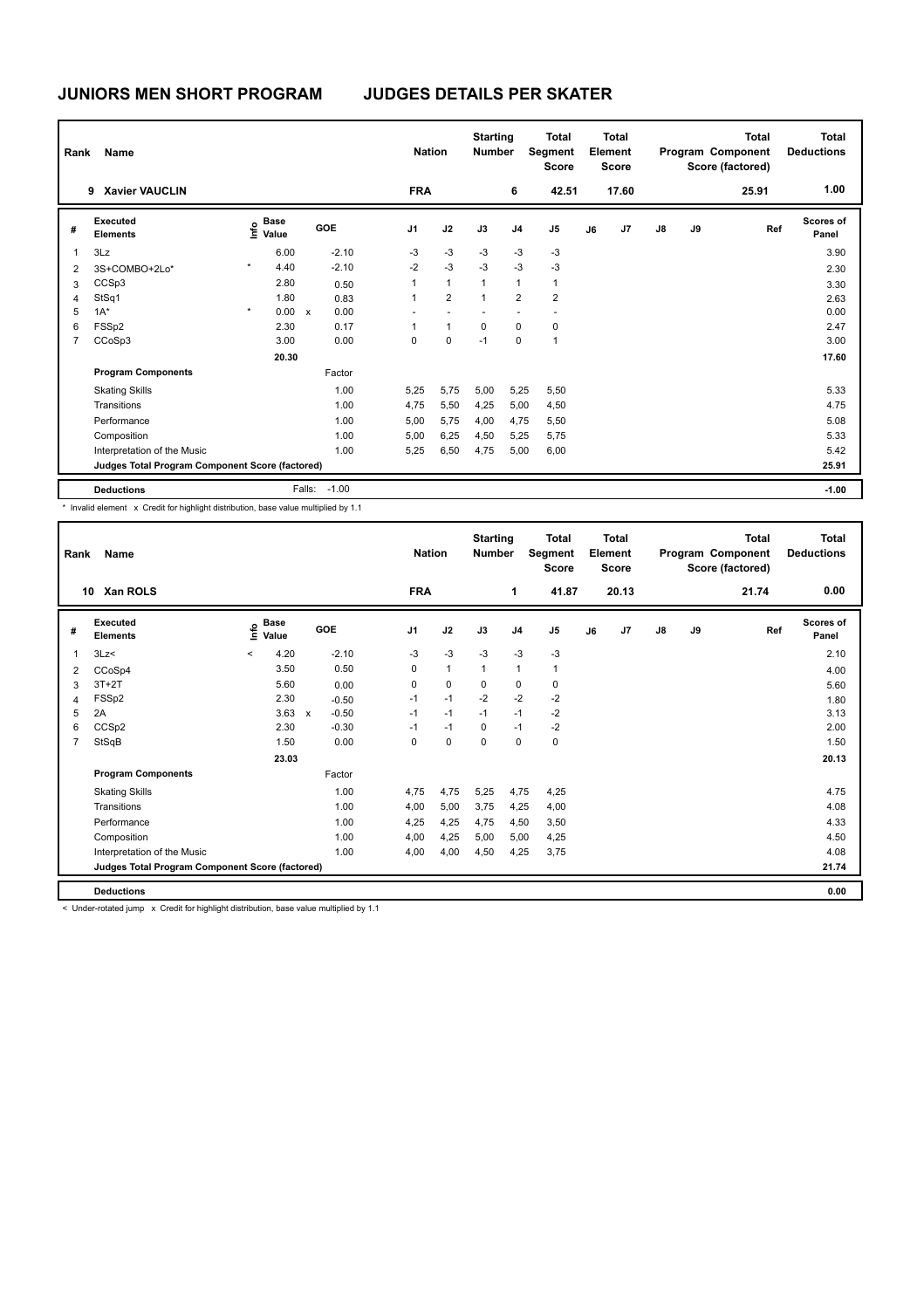# JUNIORS MEN SHORT PROGRAM JUDGES DETAILS PER SKATER

| Rank | Name | Nation | Starting Number | Total Segment Score | Total Element Score | Total Program Component Score (factored) | Total Deductions |
|---|---|---|---|---|---|---|---|
| 9 | Xavier VAUCLIN | FRA | 6 | 42.51 | 17.60 | 25.91 | 1.00 |

| # | Executed Elements | Info | Base Value | | GOE | J1 | J2 | J3 | J4 | J5 | J6 | J7 | J8 | J9 | Ref | Scores of Panel |
|---|---|---|---|---|---|---|---|---|---|---|---|---|---|---|---|---|
| 1 | 3Lz | | 6.00 | | -2.10 | -3 | -3 | -3 | -3 | -3 | | | | | | 3.90 |
| 2 | 3S+COMBO+2Lo* | * | 4.40 | | -2.10 | -2 | -3 | -3 | -3 | -3 | | | | | | 2.30 |
| 3 | CCSp3 | | 2.80 | | 0.50 | 1 | 1 | 1 | 1 | 1 | | | | | | 3.30 |
| 4 | StSq1 | | 1.80 | | 0.83 | 1 | 2 | 1 | 2 | 2 | | | | | | 2.63 |
| 5 | 1A* | * | 0.00 | x | 0.00 | - | - | - | - | - | | | | | | 0.00 |
| 6 | FSSp2 | | 2.30 | | 0.17 | 1 | 1 | 0 | 0 | 0 | | | | | | 2.47 |
| 7 | CCoSp3 | | 3.00 | | 0.00 | 0 | 0 | -1 | 0 | 1 | | | | | | 3.00 |
| | | | 20.30 | | | | | | | | | | | | | 17.60 |
| | **Program Components** | | | | Factor | | | | | | | | | | | |
| | Skating Skills | | | | 1.00 | 5,25 | 5,75 | 5,00 | 5,25 | 5,50 | | | | | | 5.33 |
| | Transitions | | | | 1.00 | 4,75 | 5,50 | 4,25 | 5,00 | 4,50 | | | | | | 4.75 |
| | Performance | | | | 1.00 | 5,00 | 5,75 | 4,00 | 4,75 | 5,50 | | | | | | 5.08 |
| | Composition | | | | 1.00 | 5,00 | 6,25 | 4,50 | 5,25 | 5,75 | | | | | | 5.33 |
| | Interpretation of the Music | | | | 1.00 | 5,25 | 6,50 | 4,75 | 5,00 | 6,00 | | | | | | 5.42 |
| | **Judges Total Program Component Score (factored)** | | | | | | | | | | | | | | | 25.91 |
| | **Deductions** | | | Falls: | -1.00 | | | | | | | | | | | -1.00 |

\* Invalid element x Credit for highlight distribution, base value multiplied by 1.1

| Rank | Name | Nation | Starting Number | Total Segment Score | Total Element Score | Total Program Component Score (factored) | Total Deductions |
|---|---|---|---|---|---|---|---|
| 10 | Xan ROLS | FRA | 1 | 41.87 | 20.13 | 21.74 | 0.00 |

| # | Executed Elements | Info | Base Value | | GOE | J1 | J2 | J3 | J4 | J5 | J6 | J7 | J8 | J9 | Ref | Scores of Panel |
|---|---|---|---|---|---|---|---|---|---|---|---|---|---|---|---|---|
| 1 | 3Lz< | < | 4.20 | | -2.10 | -3 | -3 | -3 | -3 | -3 | | | | | | 2.10 |
| 2 | CCoSp4 | | 3.50 | | 0.50 | 0 | 1 | 1 | 1 | 1 | | | | | | 4.00 |
| 3 | 3T+2T | | 5.60 | | 0.00 | 0 | 0 | 0 | 0 | 0 | | | | | | 5.60 |
| 4 | FSSp2 | | 2.30 | | -0.50 | -1 | -1 | -2 | -2 | -2 | | | | | | 1.80 |
| 5 | 2A | | 3.63 | x | -0.50 | -1 | -1 | -1 | -1 | -2 | | | | | | 3.13 |
| 6 | CCSp2 | | 2.30 | | -0.30 | -1 | -1 | 0 | -1 | -2 | | | | | | 2.00 |
| 7 | StSqB | | 1.50 | | 0.00 | 0 | 0 | 0 | 0 | 0 | | | | | | 1.50 |
| | | | 23.03 | | | | | | | | | | | | | 20.13 |
| | **Program Components** | | | | Factor | | | | | | | | | | | |
| | Skating Skills | | | | 1.00 | 4,75 | 4,75 | 5,25 | 4,75 | 4,25 | | | | | | 4.75 |
| | Transitions | | | | 1.00 | 4,00 | 5,00 | 3,75 | 4,25 | 4,00 | | | | | | 4.08 |
| | Performance | | | | 1.00 | 4,25 | 4,25 | 4,75 | 4,50 | 3,50 | | | | | | 4.33 |
| | Composition | | | | 1.00 | 4,00 | 4,25 | 5,00 | 5,00 | 4,25 | | | | | | 4.50 |
| | Interpretation of the Music | | | | 1.00 | 4,00 | 4,00 | 4,50 | 4,25 | 3,75 | | | | | | 4.08 |
| | **Judges Total Program Component Score (factored)** | | | | | | | | | | | | | | | 21.74 |
| | **Deductions** | | | | | | | | | | | | | | | 0.00 |

< Under-rotated jump x Credit for highlight distribution, base value multiplied by 1.1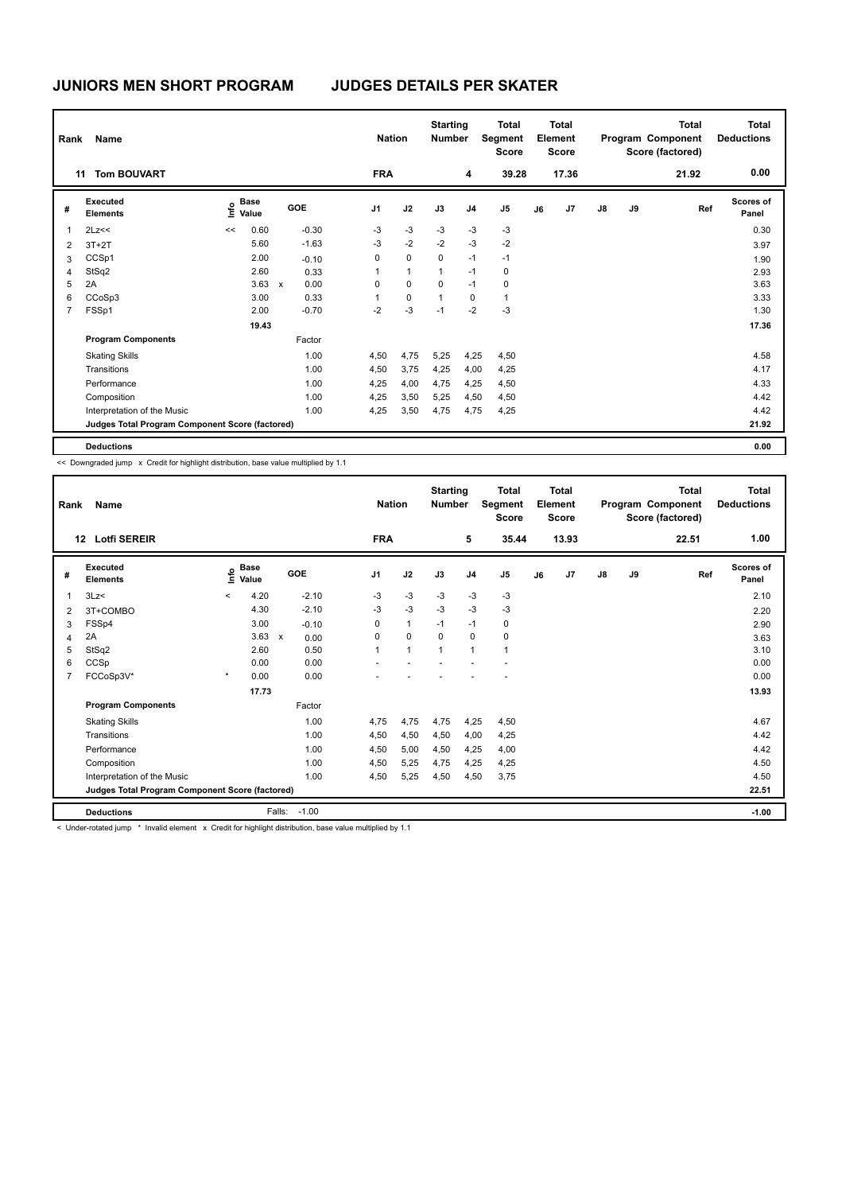# JUNIORS MEN SHORT PROGRAM JUDGES DETAILS PER SKATER

| Rank | Name | Nation | Starting Number | Total Segment Score | Total Element Score | Total Program Component Score (factored) | Total Deductions |
|---|---|---|---|---|---|---|---|
| 11 | Tom BOUVART | FRA | 4 | 39.28 | 17.36 | 21.92 | 0.00 |

| # | Executed Elements | Info | Base Value | | GOE | J1 | J2 | J3 | J4 | J5 | J6 | J7 | J8 | J9 | Ref | Scores of Panel |
|---|---|---|---|---|---|---|---|---|---|---|---|---|---|---|---|---|
| 1 | 2Lz<< | << | 0.60 | | -0.30 | -3 | -3 | -3 | -3 | -3 | | | | | | 0.30 |
| 2 | 3T+2T | | 5.60 | | -1.63 | -3 | -2 | -2 | -3 | -2 | | | | | | 3.97 |
| 3 | CCSp1 | | 2.00 | | -0.10 | 0 | 0 | 0 | -1 | -1 | | | | | | 1.90 |
| 4 | StSq2 | | 2.60 | | 0.33 | 1 | 1 | 1 | -1 | 0 | | | | | | 2.93 |
| 5 | 2A | | 3.63 | x | 0.00 | 0 | 0 | 0 | -1 | 0 | | | | | | 3.63 |
| 6 | CCoSp3 | | 3.00 | | 0.33 | 1 | 0 | 1 | 0 | 1 | | | | | | 3.33 |
| 7 | FSSp1 | | 2.00 | | -0.70 | -2 | -3 | -1 | -2 | -3 | | | | | | 1.30 |
| | | | 19.43 | | | | | | | | | | | | | 17.36 |
| | **Program Components** | | | | Factor | | | | | | | | | | | |
| | Skating Skills | | | | 1.00 | 4,50 | 4,75 | 5,25 | 4,25 | 4,50 | | | | | | 4.58 |
| | Transitions | | | | 1.00 | 4,50 | 3,75 | 4,25 | 4,00 | 4,25 | | | | | | 4.17 |
| | Performance | | | | 1.00 | 4,25 | 4,00 | 4,75 | 4,25 | 4,50 | | | | | | 4.33 |
| | Composition | | | | 1.00 | 4,25 | 3,50 | 5,25 | 4,50 | 4,50 | | | | | | 4.42 |
| | Interpretation of the Music | | | | 1.00 | 4,25 | 3,50 | 4,75 | 4,75 | 4,25 | | | | | | 4.42 |
| | **Judges Total Program Component Score (factored)** | | | | | | | | | | | | | | | 21.92 |
| | **Deductions** | | | | | | | | | | | | | | | 0.00 |

<< Downgraded jump x Credit for highlight distribution, base value multiplied by 1.1

| Rank | Name | Nation | Starting Number | Total Segment Score | Total Element Score | Total Program Component Score (factored) | Total Deductions |
|---|---|---|---|---|---|---|---|
| 12 | Lotfi SEREIR | FRA | 5 | 35.44 | 13.93 | 22.51 | 1.00 |

| # | Executed Elements | Info | Base Value | | GOE | J1 | J2 | J3 | J4 | J5 | J6 | J7 | J8 | J9 | Ref | Scores of Panel |
|---|---|---|---|---|---|---|---|---|---|---|---|---|---|---|---|---|
| 1 | 3Lz< | < | 4.20 | | -2.10 | -3 | -3 | -3 | -3 | -3 | | | | | | 2.10 |
| 2 | 3T+COMBO | | 4.30 | | -2.10 | -3 | -3 | -3 | -3 | -3 | | | | | | 2.20 |
| 3 | FSSp4 | | 3.00 | | -0.10 | 0 | 1 | -1 | -1 | 0 | | | | | | 2.90 |
| 4 | 2A | | 3.63 | x | 0.00 | 0 | 0 | 0 | 0 | 0 | | | | | | 3.63 |
| 5 | StSq2 | | 2.60 | | 0.50 | 1 | 1 | 1 | 1 | 1 | | | | | | 3.10 |
| 6 | CCSp | | 0.00 | | 0.00 | - | - | - | - | - | | | | | | 0.00 |
| 7 | FCCoSp3V* | * | 0.00 | | 0.00 | - | - | - | - | - | | | | | | 0.00 |
| | | | 17.73 | | | | | | | | | | | | | 13.93 |
| | **Program Components** | | | | Factor | | | | | | | | | | | |
| | Skating Skills | | | | 1.00 | 4,75 | 4,75 | 4,75 | 4,25 | 4,50 | | | | | | 4.67 |
| | Transitions | | | | 1.00 | 4,50 | 4,50 | 4,50 | 4,00 | 4,25 | | | | | | 4.42 |
| | Performance | | | | 1.00 | 4,50 | 5,00 | 4,50 | 4,25 | 4,00 | | | | | | 4.42 |
| | Composition | | | | 1.00 | 4,50 | 5,25 | 4,75 | 4,25 | 4,25 | | | | | | 4.50 |
| | Interpretation of the Music | | | | 1.00 | 4,50 | 5,25 | 4,50 | 4,50 | 3,75 | | | | | | 4.50 |
| | **Judges Total Program Component Score (factored)** | | | | | | | | | | | | | | | 22.51 |
| | **Deductions** | | Falls: | | -1.00 | | | | | | | | | | | -1.00 |

< Under-rotated jump * Invalid element x Credit for highlight distribution, base value multiplied by 1.1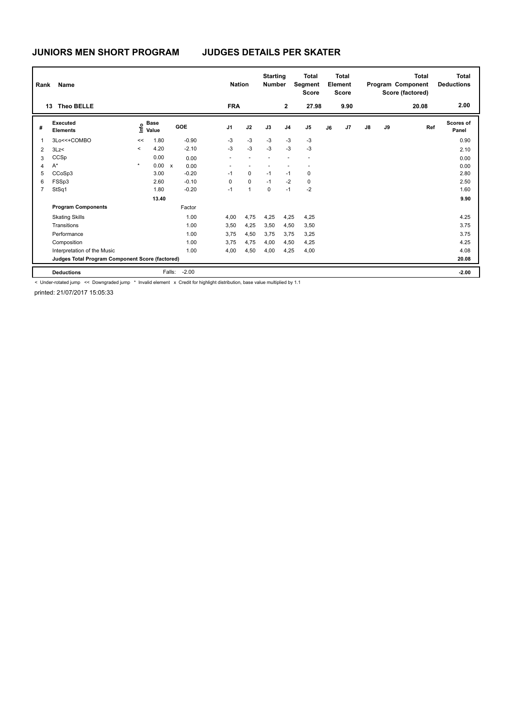# JUNIORS MEN SHORT PROGRAM    JUDGES DETAILS PER SKATER

| Rank | Name | Nation | Starting Number | Total Segment Score | Total Element Score | Total Program Component Score (factored) | Total Deductions |
|---|---|---|---|---|---|---|---|
| 13 | Theo BELLE | FRA | 2 | 27.98 | 9.90 | 20.08 | 2.00 |

| # | Executed Elements | Info | Base Value | | GOE | J1 | J2 | J3 | J4 | J5 | J6 | J7 | J8 | J9 | Ref | Scores of Panel |
|---|---|---|---|---|---|---|---|---|---|---|---|---|---|---|---|---|
| 1 | 3Lo<<+COMBO | << | 1.80 | | -0.90 | -3 | -3 | -3 | -3 | -3 | | | | | | 0.90 |
| 2 | 3Lz< | < | 4.20 | | -2.10 | -3 | -3 | -3 | -3 | -3 | | | | | | 2.10 |
| 3 | CCSp | | 0.00 | | 0.00 | - | - | - | - | - | | | | | | 0.00 |
| 4 | A* | * | 0.00 | x | 0.00 | - | - | - | - | - | | | | | | 0.00 |
| 5 | CCoSp3 | | 3.00 | | -0.20 | -1 | 0 | -1 | -1 | 0 | | | | | | 2.80 |
| 6 | FSSp3 | | 2.60 | | -0.10 | 0 | 0 | -1 | -2 | 0 | | | | | | 2.50 |
| 7 | StSq1 | | 1.80 | | -0.20 | -1 | 1 | 0 | -1 | -2 | | | | | | 1.60 |
| | | | 13.40 | | | | | | | | | | | | | 9.90 |
| | **Program Components** | | | | Factor | | | | | | | | | | | |
| | Skating Skills | | | | 1.00 | 4,00 | 4,75 | 4,25 | 4,25 | 4,25 | | | | | | 4.25 |
| | Transitions | | | | 1.00 | 3,50 | 4,25 | 3,50 | 4,50 | 3,50 | | | | | | 3.75 |
| | Performance | | | | 1.00 | 3,75 | 4,50 | 3,75 | 3,75 | 3,25 | | | | | | 3.75 |
| | Composition | | | | 1.00 | 3,75 | 4,75 | 4,00 | 4,50 | 4,25 | | | | | | 4.25 |
| | Interpretation of the Music | | | | 1.00 | 4,00 | 4,50 | 4,00 | 4,25 | 4,00 | | | | | | 4.08 |
| | **Judges Total Program Component Score (factored)** | | | | | | | | | | | | | | | 20.08 |
| | **Deductions** | | | Falls: | -2.00 | | | | | | | | | | | -2.00 |

< Under-rotated jump << Downgraded jump * Invalid element x Credit for highlight distribution, base value multiplied by 1.1

printed: 21/07/2017 15:05:33